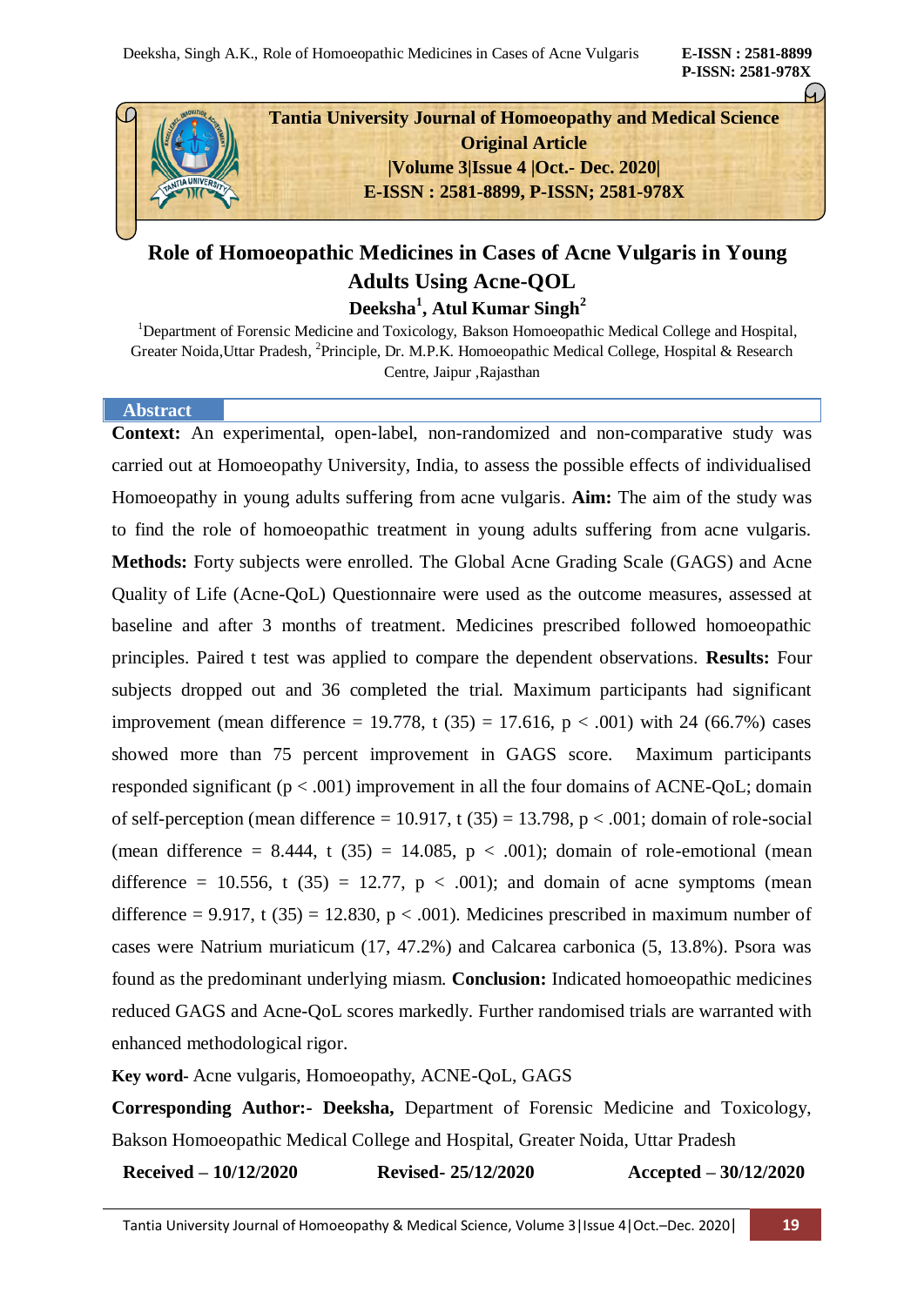Tantia University Journal of Homoeopathy and Medical Science
Original Article
|Volume 3|Issue 4 |Oct.- Dec. 2020|
E-ISSN : 2581-8899, P-ISSN; 2581-978X

# Role of Homoeopathic Medicines in Cases of Acne Vulgaris in Young Adults Using Acne-QOL

**Deeksha[1], Atul Kumar Singh[2]**

[1]Department of Forensic Medicine and Toxicology, Bakson Homoeopathic Medical College and Hospital, Greater Noida,Uttar Pradesh, [2]Principle, Dr. M.P.K. Homoeopathic Medical College, Hospital & Research Centre, Jaipur ,Rajasthan

## Abstract

**Context:** An experimental, open-label, non-randomized and non-comparative study was carried out at Homoeopathy University, India, to assess the possible effects of individualised Homoeopathy in young adults suffering from acne vulgaris. **Aim:** The aim of the study was to find the role of homoeopathic treatment in young adults suffering from acne vulgaris. **Methods:** Forty subjects were enrolled. The Global Acne Grading Scale (GAGS) and Acne Quality of Life (Acne-QoL) Questionnaire were used as the outcome measures, assessed at baseline and after 3 months of treatment. Medicines prescribed followed homoeopathic principles. Paired t test was applied to compare the dependent observations. **Results:** Four subjects dropped out and 36 completed the trial. Maximum participants had significant improvement (mean difference = 19.778, $t(35) = 17.616$, $p < .001$) with 24 (66.7%) cases showed more than 75 percent improvement in GAGS score. Maximum participants responded significant ($p < .001$) improvement in all the four domains of ACNE-QoL; domain of self-perception (mean difference = 10.917, $t(35) = 13.798$, $p < .001$; domain of role-social (mean difference = 8.444, $t(35) = 14.085$, $p < .001$); domain of role-emotional (mean difference = 10.556, $t(35) = 12.77$, $p < .001$); and domain of acne symptoms (mean difference = 9.917, $t(35) = 12.830$, $p < .001$). Medicines prescribed in maximum number of cases were Natrium muriaticum (17, 47.2%) and Calcarea carbonica (5, 13.8%). Psora was found as the predominant underlying miasm. **Conclusion:** Indicated homoeopathic medicines reduced GAGS and Acne-QoL scores markedly. Further randomised trials are warranted with enhanced methodological rigor.

**Key word**- Acne vulgaris, Homoeopathy, ACNE-QoL, GAGS

**Corresponding Author:- Deeksha,** Department of Forensic Medicine and Toxicology, Bakson Homoeopathic Medical College and Hospital, Greater Noida, Uttar Pradesh

**Received – 10/12/2020** **Revised- 25/12/2020** **Accepted – 30/12/2020**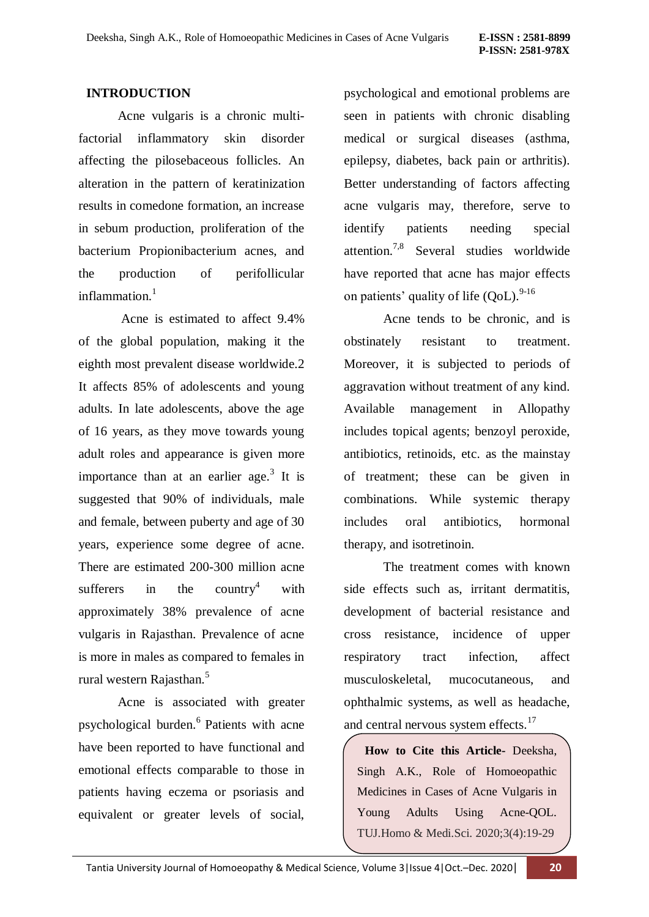## INTRODUCTION

Acne vulgaris is a chronic multi-factorial inflammatory skin disorder affecting the pilosebaceous follicles. An alteration in the pattern of keratinization results in comedone formation, an increase in sebum production, proliferation of the bacterium Propionibacterium acnes, and the production of perifollicular inflammation.[1]

Acne is estimated to affect 9.4% of the global population, making it the eighth most prevalent disease worldwide.2 It affects 85% of adolescents and young adults. In late adolescents, above the age of 16 years, as they move towards young adult roles and appearance is given more importance than at an earlier age.[3] It is suggested that 90% of individuals, male and female, between puberty and age of 30 years, experience some degree of acne. There are estimated 200-300 million acne sufferers in the country[4] with approximately 38% prevalence of acne vulgaris in Rajasthan. Prevalence of acne is more in males as compared to females in rural western Rajasthan.[5]

Acne is associated with greater psychological burden.[6] Patients with acne have been reported to have functional and emotional effects comparable to those in patients having eczema or psoriasis and equivalent or greater levels of social, psychological and emotional problems are seen in patients with chronic disabling medical or surgical diseases (asthma, epilepsy, diabetes, back pain or arthritis). Better understanding of factors affecting acne vulgaris may, therefore, serve to identify patients needing special attention.[7,8] Several studies worldwide have reported that acne has major effects on patients' quality of life (QoL).[9-16]

Acne tends to be chronic, and is obstinately resistant to treatment. Moreover, it is subjected to periods of aggravation without treatment of any kind. Available management in Allopathy includes topical agents; benzoyl peroxide, antibiotics, retinoids, etc. as the mainstay of treatment; these can be given in combinations. While systemic therapy includes oral antibiotics, hormonal therapy, and isotretinoin.

The treatment comes with known side effects such as, irritant dermatitis, development of bacterial resistance and cross resistance, incidence of upper respiratory tract infection, affect musculoskeletal, mucocutaneous, and ophthalmic systems, as well as headache, and central nervous system effects.[17]

**How to Cite this Article-** Deeksha, Singh A.K., Role of Homoeopathic Medicines in Cases of Acne Vulgaris in Young Adults Using Acne-QOL. TUJ.Homo & Medi.Sci. 2020;3(4):19-29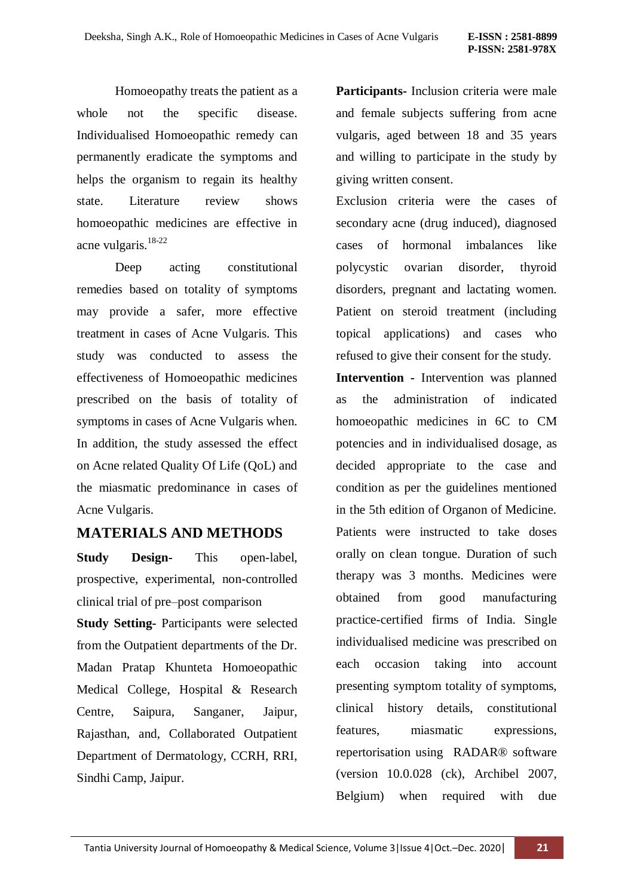Homoeopathy treats the patient as a whole not the specific disease. Individualised Homoeopathic remedy can permanently eradicate the symptoms and helps the organism to regain its healthy state. Literature review shows homoeopathic medicines are effective in acne vulgaris.[18-22]

Deep acting constitutional remedies based on totality of symptoms may provide a safer, more effective treatment in cases of Acne Vulgaris. This study was conducted to assess the effectiveness of Homoeopathic medicines prescribed on the basis of totality of symptoms in cases of Acne Vulgaris when. In addition, the study assessed the effect on Acne related Quality Of Life (QoL) and the miasmatic predominance in cases of Acne Vulgaris.

## MATERIALS AND METHODS

**Study Design-** This open-label, prospective, experimental, non-controlled clinical trial of pre–post comparison

**Study Setting-** Participants were selected from the Outpatient departments of the Dr. Madan Pratap Khunteta Homoeopathic Medical College, Hospital & Research Centre, Saipura, Sanganer, Jaipur, Rajasthan, and, Collaborated Outpatient Department of Dermatology, CCRH, RRI, Sindhi Camp, Jaipur.

**Participants-** Inclusion criteria were male and female subjects suffering from acne vulgaris, aged between 18 and 35 years and willing to participate in the study by giving written consent.

Exclusion criteria were the cases of secondary acne (drug induced), diagnosed cases of hormonal imbalances like polycystic ovarian disorder, thyroid disorders, pregnant and lactating women. Patient on steroid treatment (including topical applications) and cases who refused to give their consent for the study.

**Intervention -** Intervention was planned as the administration of indicated homoeopathic medicines in 6C to CM potencies and in individualised dosage, as decided appropriate to the case and condition as per the guidelines mentioned in the 5th edition of Organon of Medicine. Patients were instructed to take doses orally on clean tongue. Duration of such therapy was 3 months. Medicines were obtained from good manufacturing practice-certified firms of India. Single individualised medicine was prescribed on each occasion taking into account presenting symptom totality of symptoms, clinical history details, constitutional features, miasmatic expressions, repertorisation using RADAR® software (version 10.0.028 (ck), Archibel 2007, Belgium) when required with due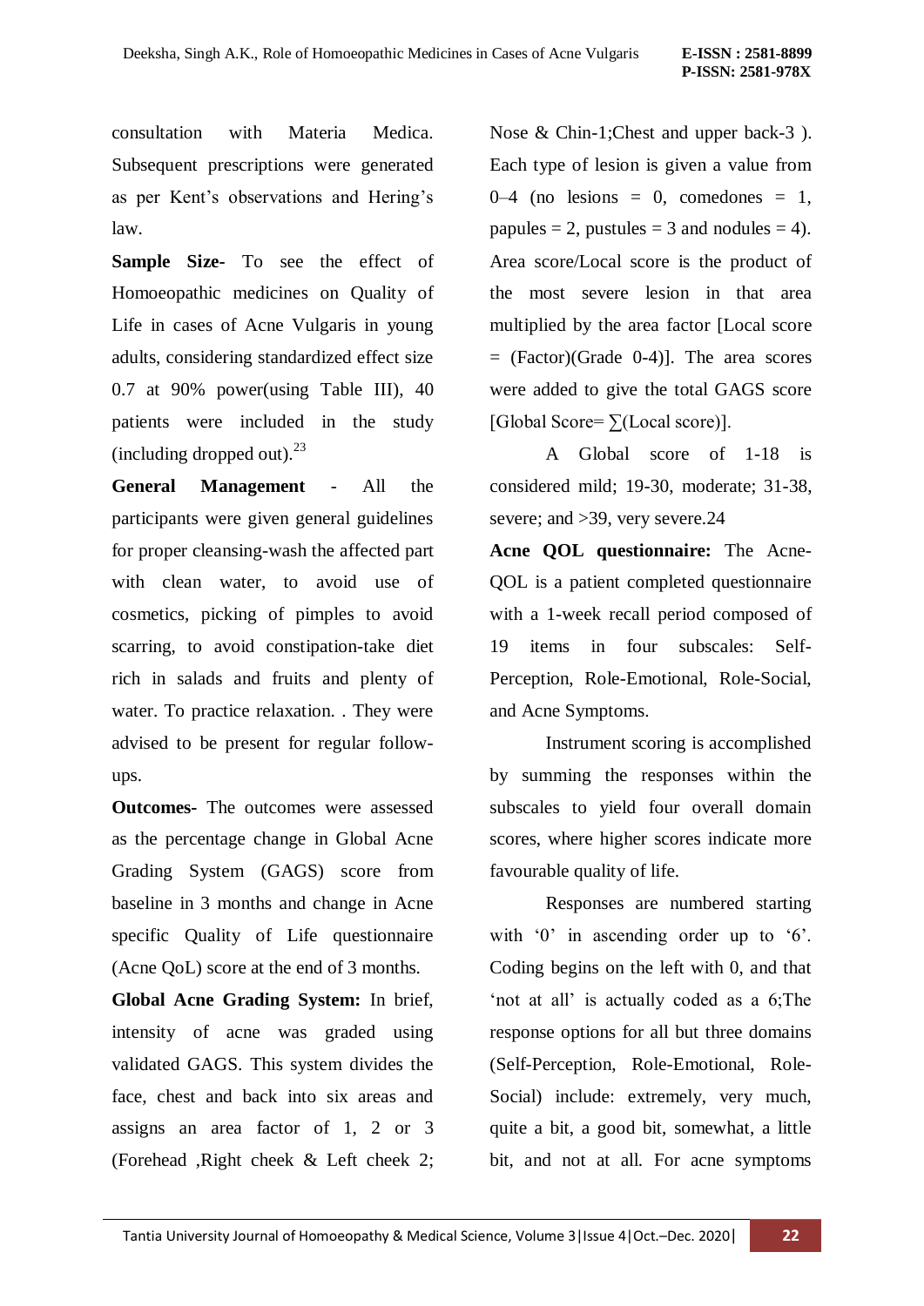consultation with Materia Medica. Subsequent prescriptions were generated as per Kent's observations and Hering's law.

**Sample Size-** To see the effect of Homoeopathic medicines on Quality of Life in cases of Acne Vulgaris in young adults, considering standardized effect size 0.7 at 90% power(using Table III), 40 patients were included in the study (including dropped out).[23]

**General Management** - All the participants were given general guidelines for proper cleansing-wash the affected part with clean water, to avoid use of cosmetics, picking of pimples to avoid scarring, to avoid constipation-take diet rich in salads and fruits and plenty of water. To practice relaxation. . They were advised to be present for regular follow-ups.

**Outcomes-** The outcomes were assessed as the percentage change in Global Acne Grading System (GAGS) score from baseline in 3 months and change in Acne specific Quality of Life questionnaire (Acne QoL) score at the end of 3 months.

**Global Acne Grading System:** In brief, intensity of acne was graded using validated GAGS. This system divides the face, chest and back into six areas and assigns an area factor of 1, 2 or 3 (Forehead ,Right cheek & Left cheek 2; Nose & Chin-1;Chest and upper back-3 ). Each type of lesion is given a value from 0–4 (no lesions = 0, comedones = 1, papules = 2, pustules = 3 and nodules = 4). Area score/Local score is the product of the most severe lesion in that area multiplied by the area factor [Local score = (Factor)(Grade 0-4)]. The area scores were added to give the total GAGS score [Global Score= ∑(Local score)].

A Global score of 1-18 is considered mild; 19-30, moderate; 31-38, severe; and >39, very severe.24

**Acne QOL questionnaire:** The Acne-QOL is a patient completed questionnaire with a 1-week recall period composed of 19 items in four subscales: Self-Perception, Role-Emotional, Role-Social, and Acne Symptoms.

Instrument scoring is accomplished by summing the responses within the subscales to yield four overall domain scores, where higher scores indicate more favourable quality of life.

Responses are numbered starting with '0' in ascending order up to '6'. Coding begins on the left with 0, and that 'not at all' is actually coded as a 6;The response options for all but three domains (Self-Perception, Role-Emotional, Role-Social) include: extremely, very much, quite a bit, a good bit, somewhat, a little bit, and not at all. For acne symptoms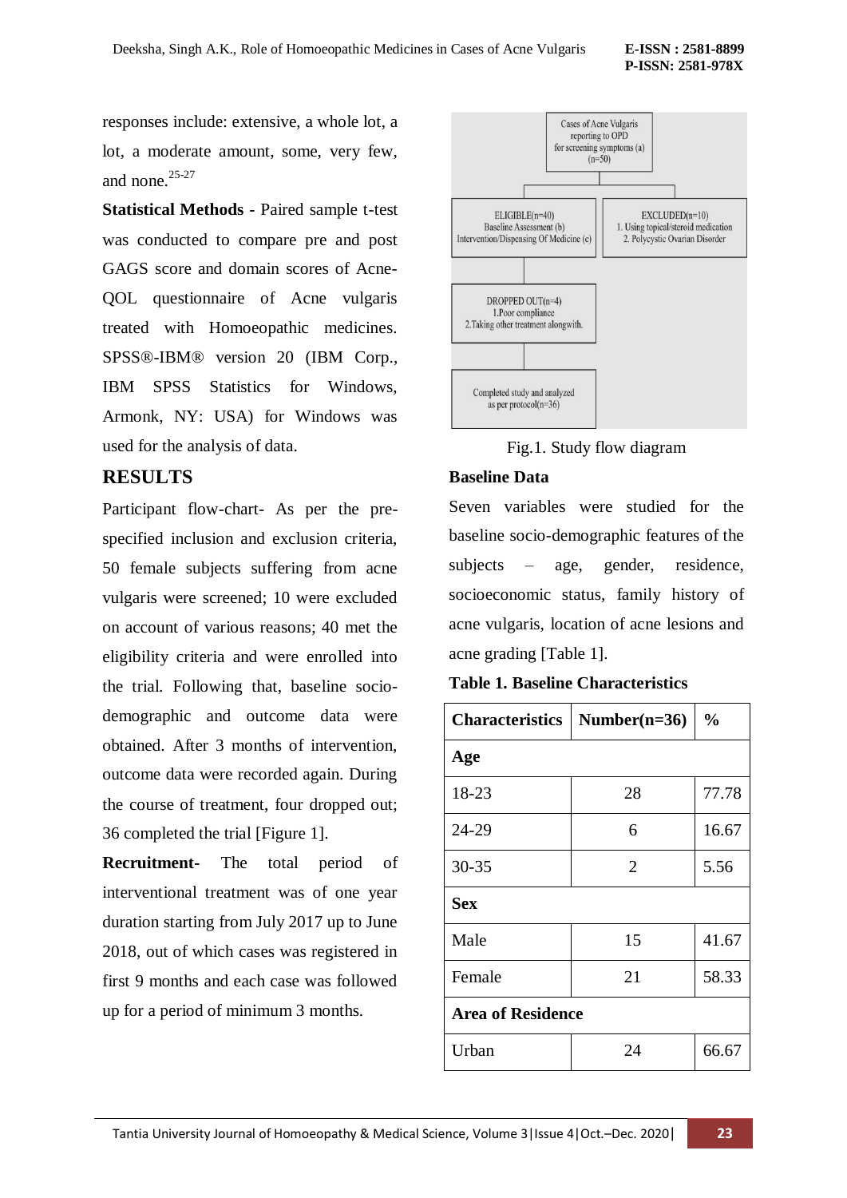responses include: extensive, a whole lot, a lot, a moderate amount, some, very few, and none.[25-27]

**Statistical Methods -** Paired sample t-test was conducted to compare pre and post GAGS score and domain scores of Acne-QOL questionnaire of Acne vulgaris treated with Homoeopathic medicines. SPSS®-IBM® version 20 (IBM Corp., IBM SPSS Statistics for Windows, Armonk, NY: USA) for Windows was used for the analysis of data.

## RESULTS

Participant flow-chart- As per the pre-specified inclusion and exclusion criteria, 50 female subjects suffering from acne vulgaris were screened; 10 were excluded on account of various reasons; 40 met the eligibility criteria and were enrolled into the trial. Following that, baseline socio-demographic and outcome data were obtained. After 3 months of intervention, outcome data were recorded again. During the course of treatment, four dropped out; 36 completed the trial [Figure 1].

**Recruitment-** The total period of interventional treatment was of one year duration starting from July 2017 up to June 2018, out of which cases was registered in first 9 months and each case was followed up for a period of minimum 3 months.

Cases of Acne Vulgaris reporting to OPD for screening symptoms (a) (n=50)

ELIGIBLE(n=40) Baseline Assessment (b) Intervention/Dispensing Of Medicine (c)

EXCLUDED(n=10) 1. Using topical/steroid medication 2. Polycystic Ovarian Disorder

DROPPED OUT(n=4) 1.Poor compliance 2.Taking other treatment alongwith.

Completed study and analyzed as per protocol(n=36)

Fig.1. Study flow diagram

**Baseline Data**

Seven variables were studied for the baseline socio-demographic features of the subjects – age, gender, residence, socioeconomic status, family history of acne vulgaris, location of acne lesions and acne grading [Table 1].

**Table 1. Baseline Characteristics**

| Characteristics | Number(n=36) | % |
|---|---|---|
| **Age** | | |
| 18-23 | 28 | 77.78 |
| 24-29 | 6 | 16.67 |
| 30-35 | 2 | 5.56 |
| **Sex** | | |
| Male | 15 | 41.67 |
| Female | 21 | 58.33 |
| **Area of Residence** | | |
| Urban | 24 | 66.67 |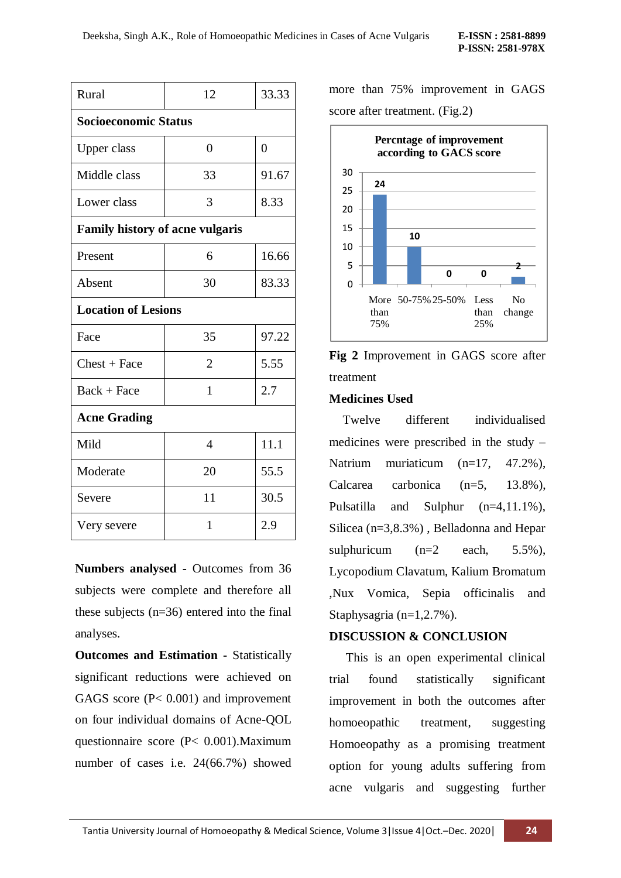| Rural | 12 | 33.33 |
|---|---|---|
| **Socioeconomic Status** | | |
| Upper class | 0 | 0 |
| Middle class | 33 | 91.67 |
| Lower class | 3 | 8.33 |
| **Family history of acne vulgaris** | | |
| Present | 6 | 16.66 |
| Absent | 30 | 83.33 |
| **Location of Lesions** | | |
| Face | 35 | 97.22 |
| Chest + Face | 2 | 5.55 |
| Back + Face | 1 | 2.7 |
| **Acne Grading** | | |
| Mild | 4 | 11.1 |
| Moderate | 20 | 55.5 |
| Severe | 11 | 30.5 |
| Very severe | 1 | 2.9 |

**Numbers analysed -** Outcomes from 36 subjects were complete and therefore all these subjects (n=36) entered into the final analyses.

**Outcomes and Estimation -** Statistically significant reductions were achieved on GAGS score (P< 0.001) and improvement on four individual domains of Acne-QOL questionnaire score (P< 0.001).Maximum number of cases i.e. 24(66.7%) showed more than 75% improvement in GAGS score after treatment. (Fig.2)

**Percntage of improvement according to GACS score**

| Category | Number |
|---|---|
| More than 75% | 24 |
| 50-75% | 10 |
| 25-50% | 0 |
| Less than 25% | 0 |
| No change | 2 |

**Fig 2** Improvement in GAGS score after treatment

**Medicines Used**

Twelve different individualised medicines were prescribed in the study – Natrium muriaticum (n=17, 47.2%), Calcarea carbonica (n=5, 13.8%), Pulsatilla and Sulphur (n=4,11.1%), Silicea (n=3,8.3%) , Belladonna and Hepar sulphuricum (n=2 each, 5.5%), Lycopodium Clavatum, Kalium Bromatum ,Nux Vomica, Sepia officinalis and Staphysagria (n=1,2.7%).

**DISCUSSION & CONCLUSION**

This is an open experimental clinical trial found statistically significant improvement in both the outcomes after homoeopathic treatment, suggesting Homoeopathy as a promising treatment option for young adults suffering from acne vulgaris and suggesting further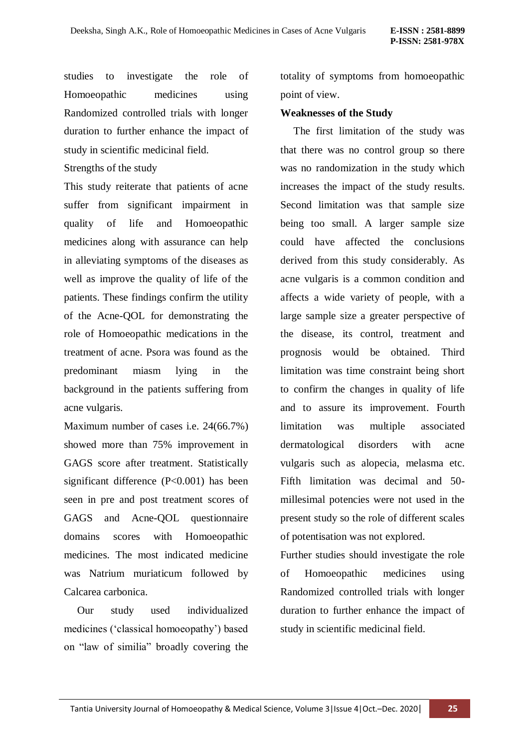studies to investigate the role of Homoeopathic medicines using Randomized controlled trials with longer duration to further enhance the impact of study in scientific medicinal field.

Strengths of the study

This study reiterate that patients of acne suffer from significant impairment in quality of life and Homoeopathic medicines along with assurance can help in alleviating symptoms of the diseases as well as improve the quality of life of the patients. These findings confirm the utility of the Acne-QOL for demonstrating the role of Homoeopathic medications in the treatment of acne. Psora was found as the predominant miasm lying in the background in the patients suffering from acne vulgaris.

Maximum number of cases i.e. 24(66.7%) showed more than 75% improvement in GAGS score after treatment. Statistically significant difference ($P<0.001$) has been seen in pre and post treatment scores of GAGS and Acne-QOL questionnaire domains scores with Homoeopathic medicines. The most indicated medicine was Natrium muriaticum followed by Calcarea carbonica.

Our study used individualized medicines ('classical homoeopathy') based on "law of similia" broadly covering the totality of symptoms from homoeopathic point of view.

**Weaknesses of the Study**

The first limitation of the study was that there was no control group so there was no randomization in the study which increases the impact of the study results. Second limitation was that sample size being too small. A larger sample size could have affected the conclusions derived from this study considerably. As acne vulgaris is a common condition and affects a wide variety of people, with a large sample size a greater perspective of the disease, its control, treatment and prognosis would be obtained. Third limitation was time constraint being short to confirm the changes in quality of life and to assure its improvement. Fourth limitation was multiple associated dermatological disorders with acne vulgaris such as alopecia, melasma etc. Fifth limitation was decimal and 50-millesimal potencies were not used in the present study so the role of different scales of potentisation was not explored.

Further studies should investigate the role of Homoeopathic medicines using Randomized controlled trials with longer duration to further enhance the impact of study in scientific medicinal field.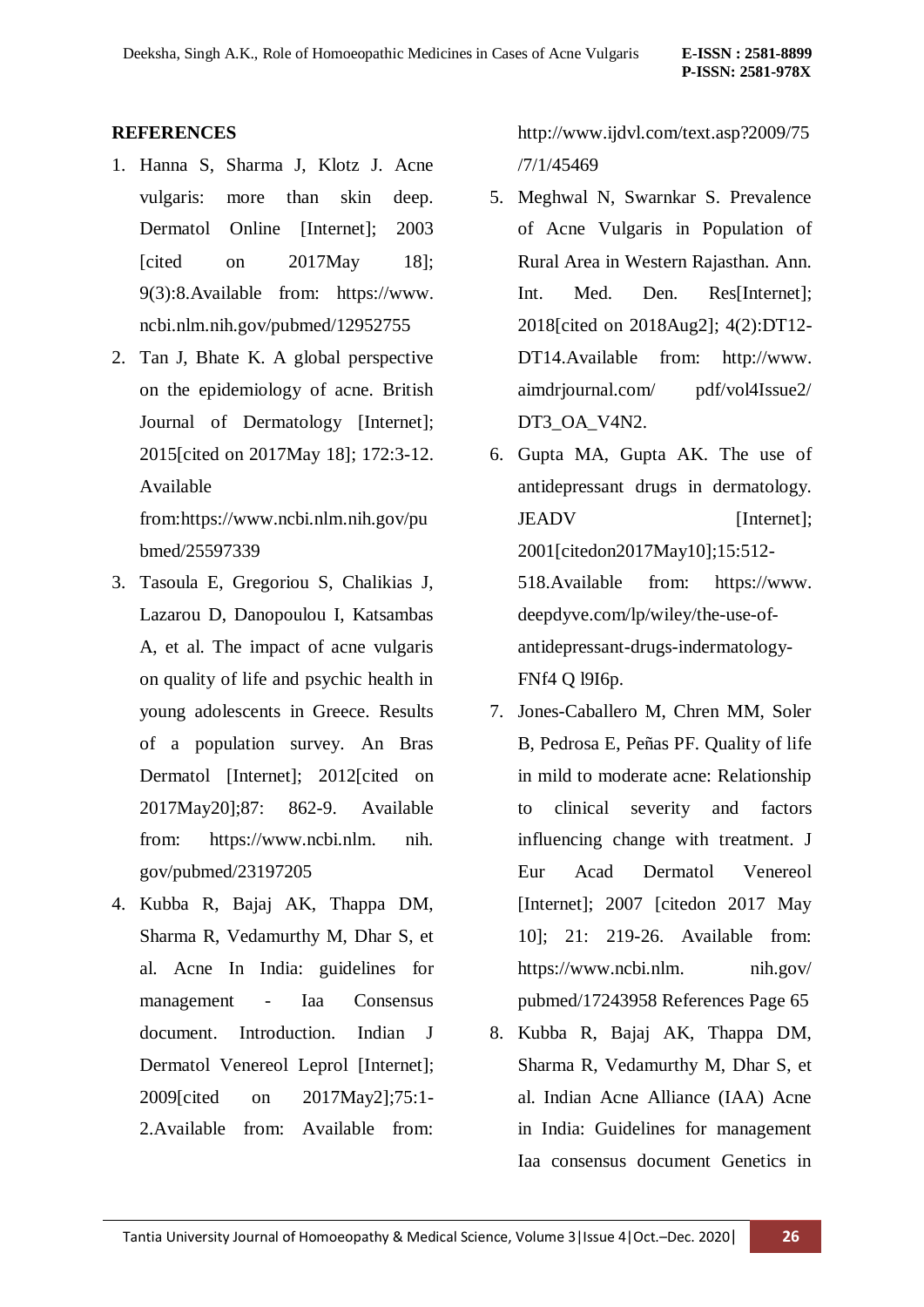## REFERENCES

1. Hanna S, Sharma J, Klotz J. Acne vulgaris: more than skin deep. Dermatol Online [Internet]; 2003 [cited on 2017May 18]; 9(3):8.Available from: https://www.ncbi.nlm.nih.gov/pubmed/12952755
2. Tan J, Bhate K. A global perspective on the epidemiology of acne. British Journal of Dermatology [Internet]; 2015[cited on 2017May 18]; 172:3-12. Available from:https://www.ncbi.nlm.nih.gov/pubmed/25597339
3. Tasoula E, Gregoriou S, Chalikias J, Lazarou D, Danopoulou I, Katsambas A, et al. The impact of acne vulgaris on quality of life and psychic health in young adolescents in Greece. Results of a population survey. An Bras Dermatol [Internet]; 2012[cited on 2017May20];87: 862-9. Available from: https://www.ncbi.nlm. nih.gov/pubmed/23197205
4. Kubba R, Bajaj AK, Thappa DM, Sharma R, Vedamurthy M, Dhar S, et al. Acne In India: guidelines for management - Iaa Consensus document. Introduction. Indian J Dermatol Venereol Leprol [Internet]; 2009[cited on 2017May2];75:1-2.Available from: Available from: http://www.ijdvl.com/text.asp?2009/75/7/1/45469
5. Meghwal N, Swarnkar S. Prevalence of Acne Vulgaris in Population of Rural Area in Western Rajasthan. Ann. Int. Med. Den. Res[Internet]; 2018[cited on 2018Aug2]; 4(2):DT12-DT14.Available from: http://www.aimdrjournal.com/ pdf/vol4Issue2/DT3_OA_V4N2.
6. Gupta MA, Gupta AK. The use of antidepressant drugs in dermatology. JEADV [Internet]; 2001[citedon2017May10];15:512-518.Available from: https://www.deepdyve.com/lp/wiley/the-use-of-antidepressant-drugs-indermatology-FNf4 Q l9I6p.
7. Jones-Caballero M, Chren MM, Soler B, Pedrosa E, Peñas PF. Quality of life in mild to moderate acne: Relationship to clinical severity and factors influencing change with treatment. J Eur Acad Dermatol Venereol [Internet]; 2007 [citedon 2017 May 10]; 21: 219-26. Available from: https://www.ncbi.nlm. nih.gov/pubmed/17243958 References Page 65
8. Kubba R, Bajaj AK, Thappa DM, Sharma R, Vedamurthy M, Dhar S, et al. Indian Acne Alliance (IAA) Acne in India: Guidelines for management Iaa consensus document Genetics in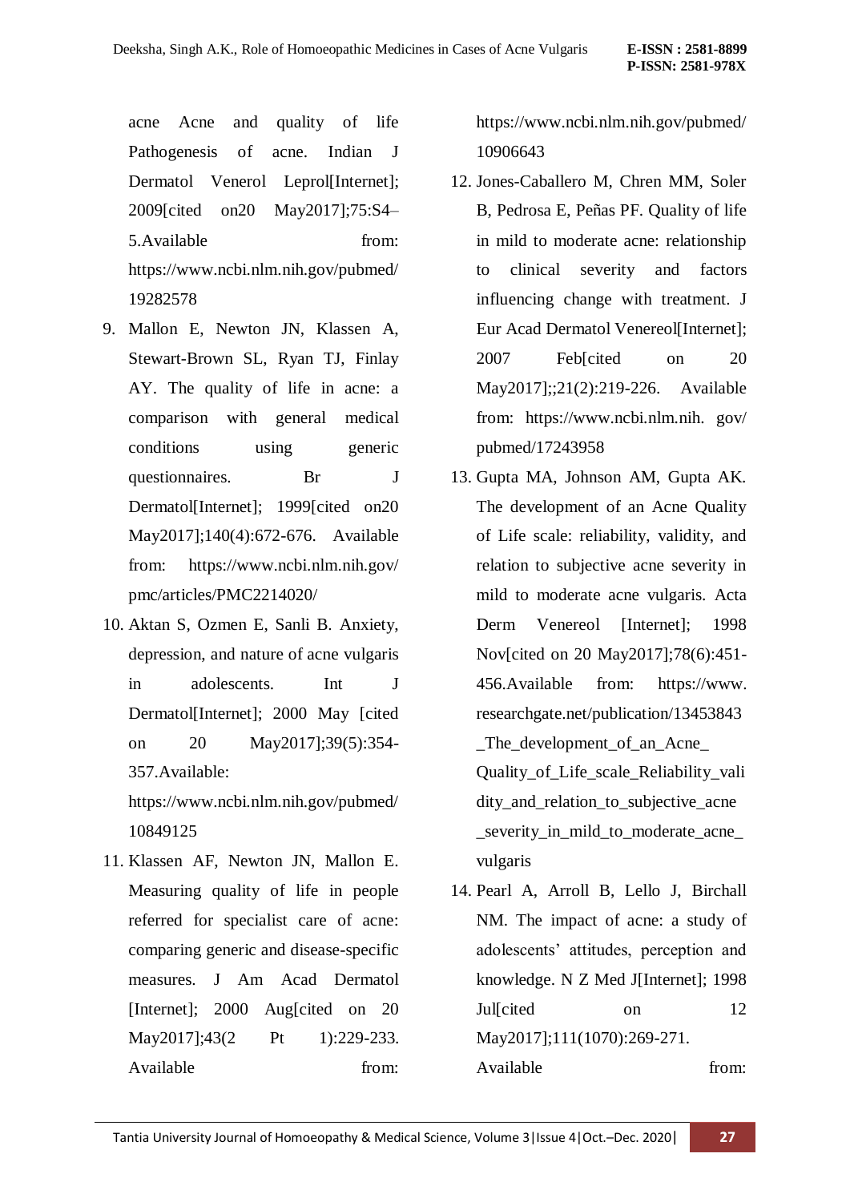acne Acne and quality of life Pathogenesis of acne. Indian J Dermatol Venerol Leprol[Internet]; 2009[cited on20 May2017];75:S4–5.Available from: https://www.ncbi.nlm.nih.gov/pubmed/19282578

9. Mallon E, Newton JN, Klassen A, Stewart-Brown SL, Ryan TJ, Finlay AY. The quality of life in acne: a comparison with general medical conditions using generic questionnaires. Br J Dermatol[Internet]; 1999[cited on20 May2017];140(4):672-676. Available from: https://www.ncbi.nlm.nih.gov/pmc/articles/PMC2214020/
10. Aktan S, Ozmen E, Sanli B. Anxiety, depression, and nature of acne vulgaris in adolescents. Int J Dermatol[Internet]; 2000 May [cited on 20 May2017];39(5):354-357.Available: https://www.ncbi.nlm.nih.gov/pubmed/10849125
11. Klassen AF, Newton JN, Mallon E. Measuring quality of life in people referred for specialist care of acne: comparing generic and disease-specific measures. J Am Acad Dermatol [Internet]; 2000 Aug[cited on 20 May2017];43(2 Pt 1):229-233. Available from: https://www.ncbi.nlm.nih.gov/pubmed/10906643
12. Jones-Caballero M, Chren MM, Soler B, Pedrosa E, Peñas PF. Quality of life in mild to moderate acne: relationship to clinical severity and factors influencing change with treatment. J Eur Acad Dermatol Venereol[Internet]; 2007 Feb[cited on 20 May2017];;21(2):219-226. Available from: https://www.ncbi.nlm.nih. gov/pubmed/17243958
13. Gupta MA, Johnson AM, Gupta AK. The development of an Acne Quality of Life scale: reliability, validity, and relation to subjective acne severity in mild to moderate acne vulgaris. Acta Derm Venereol [Internet]; 1998 Nov[cited on 20 May2017];78(6):451-456.Available from: https://www.researchgate.net/publication/13453843_The_development_of_an_Acne_Quality_of_Life_scale_Reliability_validity_and_relation_to_subjective_acne_severity_in_mild_to_moderate_acne_vulgaris
14. Pearl A, Arroll B, Lello J, Birchall NM. The impact of acne: a study of adolescents' attitudes, perception and knowledge. N Z Med J[Internet]; 1998 Jul[cited on 12 May2017];111(1070):269-271. Available from: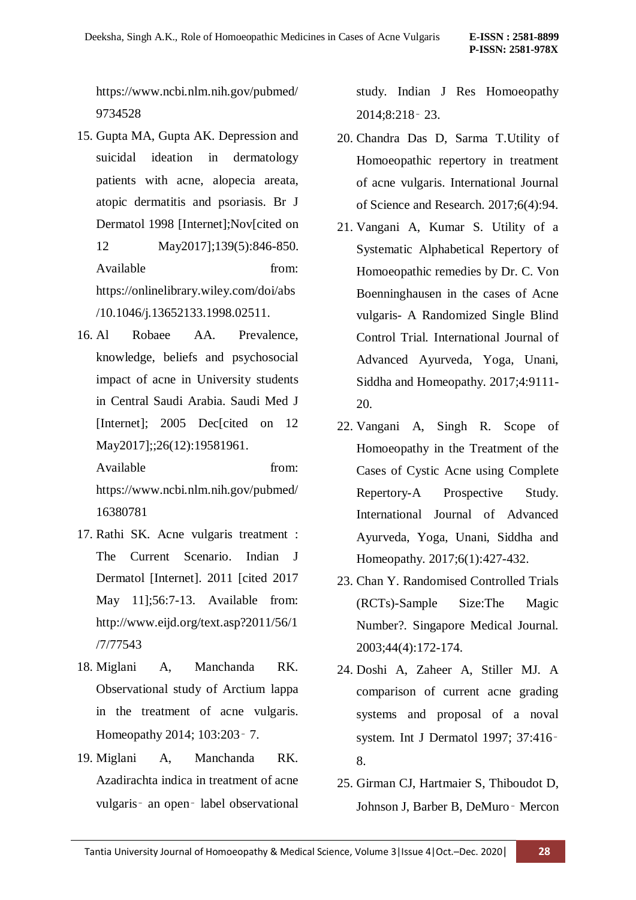https://www.ncbi.nlm.nih.gov/pubmed/9734528

15. Gupta MA, Gupta AK. Depression and suicidal ideation in dermatology patients with acne, alopecia areata, atopic dermatitis and psoriasis. Br J Dermatol 1998 [Internet];Nov[cited on 12 May2017];139(5):846-850. Available from: https://onlinelibrary.wiley.com/doi/abs/10.1046/j.13652133.1998.02511.
16. Al Robaee AA. Prevalence, knowledge, beliefs and psychosocial impact of acne in University students in Central Saudi Arabia. Saudi Med J [Internet]; 2005 Dec[cited on 12 May2017];;26(12):19581961. Available from: https://www.ncbi.nlm.nih.gov/pubmed/16380781
17. Rathi SK. Acne vulgaris treatment : The Current Scenario. Indian J Dermatol [Internet]. 2011 [cited 2017 May 11];56:7-13. Available from: http://www.eijd.org/text.asp?2011/56/1/7/77543
18. Miglani A, Manchanda RK. Observational study of Arctium lappa in the treatment of acne vulgaris. Homeopathy 2014; 103:203‑ 7.
19. Miglani A, Manchanda RK. Azadirachta indica in treatment of acne vulgaris‑ an open‑ label observational study. Indian J Res Homoeopathy 2014;8:218‑ 23.
20. Chandra Das D, Sarma T.Utility of Homoeopathic repertory in treatment of acne vulgaris. International Journal of Science and Research. 2017;6(4):94.
21. Vangani A, Kumar S. Utility of a Systematic Alphabetical Repertory of Homoeopathic remedies by Dr. C. Von Boenninghausen in the cases of Acne vulgaris- A Randomized Single Blind Control Trial. International Journal of Advanced Ayurveda, Yoga, Unani, Siddha and Homeopathy. 2017;4:9111-20.
22. Vangani A, Singh R. Scope of Homoeopathy in the Treatment of the Cases of Cystic Acne using Complete Repertory-A Prospective Study. International Journal of Advanced Ayurveda, Yoga, Unani, Siddha and Homeopathy. 2017;6(1):427-432.
23. Chan Y. Randomised Controlled Trials (RCTs)-Sample Size:The Magic Number?. Singapore Medical Journal. 2003;44(4):172-174.
24. Doshi A, Zaheer A, Stiller MJ. A comparison of current acne grading systems and proposal of a noval system. Int J Dermatol 1997; 37:416‑ 8.
25. Girman CJ, Hartmaier S, Thiboudot D, Johnson J, Barber B, DeMuro‑ Mercon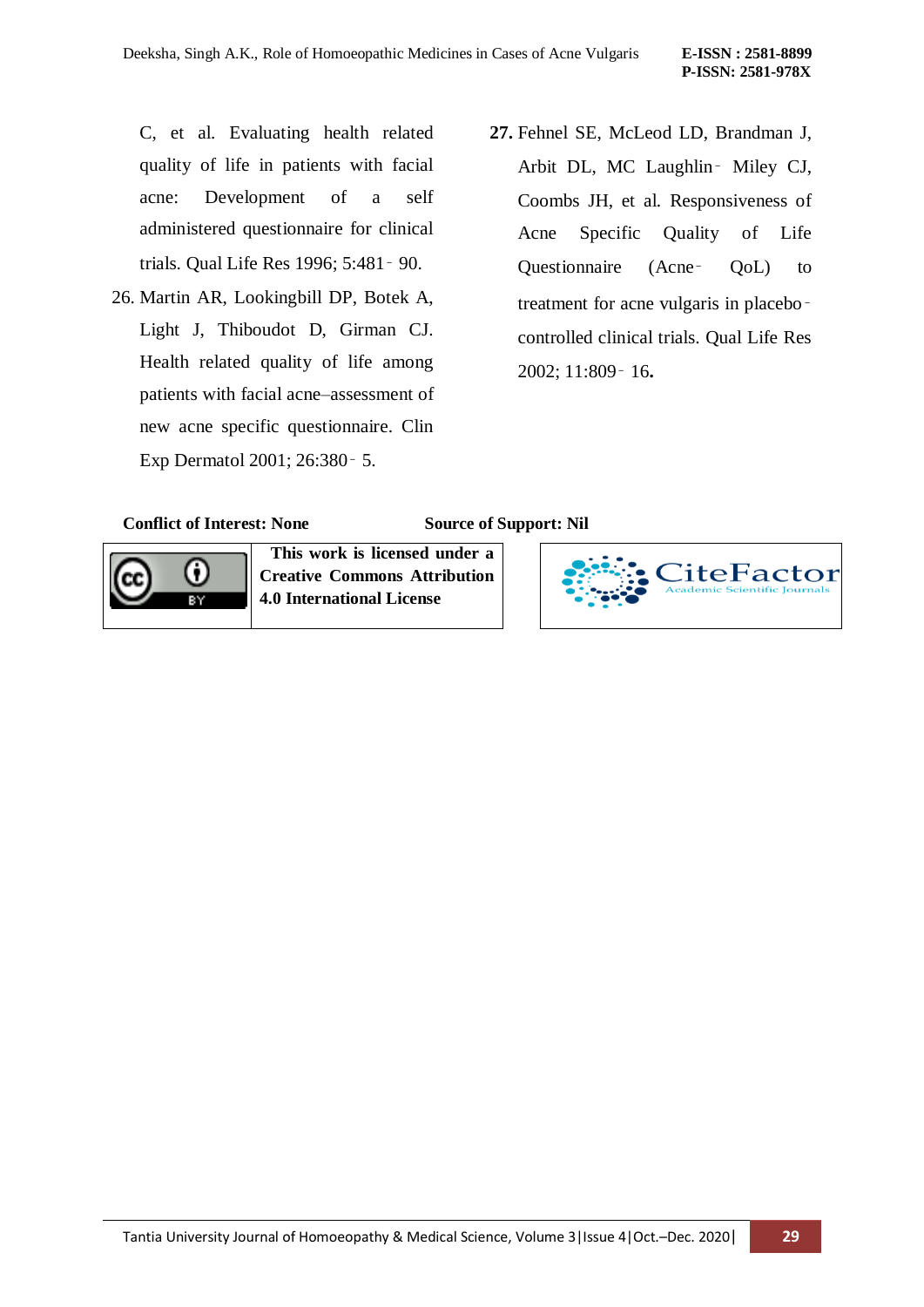C, et al. Evaluating health related quality of life in patients with facial acne: Development of a self administered questionnaire for clinical trials. Qual Life Res 1996; 5:481‑90.

26. Martin AR, Lookingbill DP, Botek A, Light J, Thiboudot D, Girman CJ. Health related quality of life among patients with facial acne–assessment of new acne specific questionnaire. Clin Exp Dermatol 2001; 26:380‑5.

**27.** Fehnel SE, McLeod LD, Brandman J, Arbit DL, MC Laughlin‑ Miley CJ, Coombs JH, et al. Responsiveness of Acne Specific Quality of Life Questionnaire (Acne‑ QoL) to treatment for acne vulgaris in placebo‑ controlled clinical trials. Qual Life Res 2002; 11:809‑ 16**.**

**Conflict of Interest: None** **Source of Support: Nil**

**This work is licensed under a Creative Commons Attribution 4.0 International License**